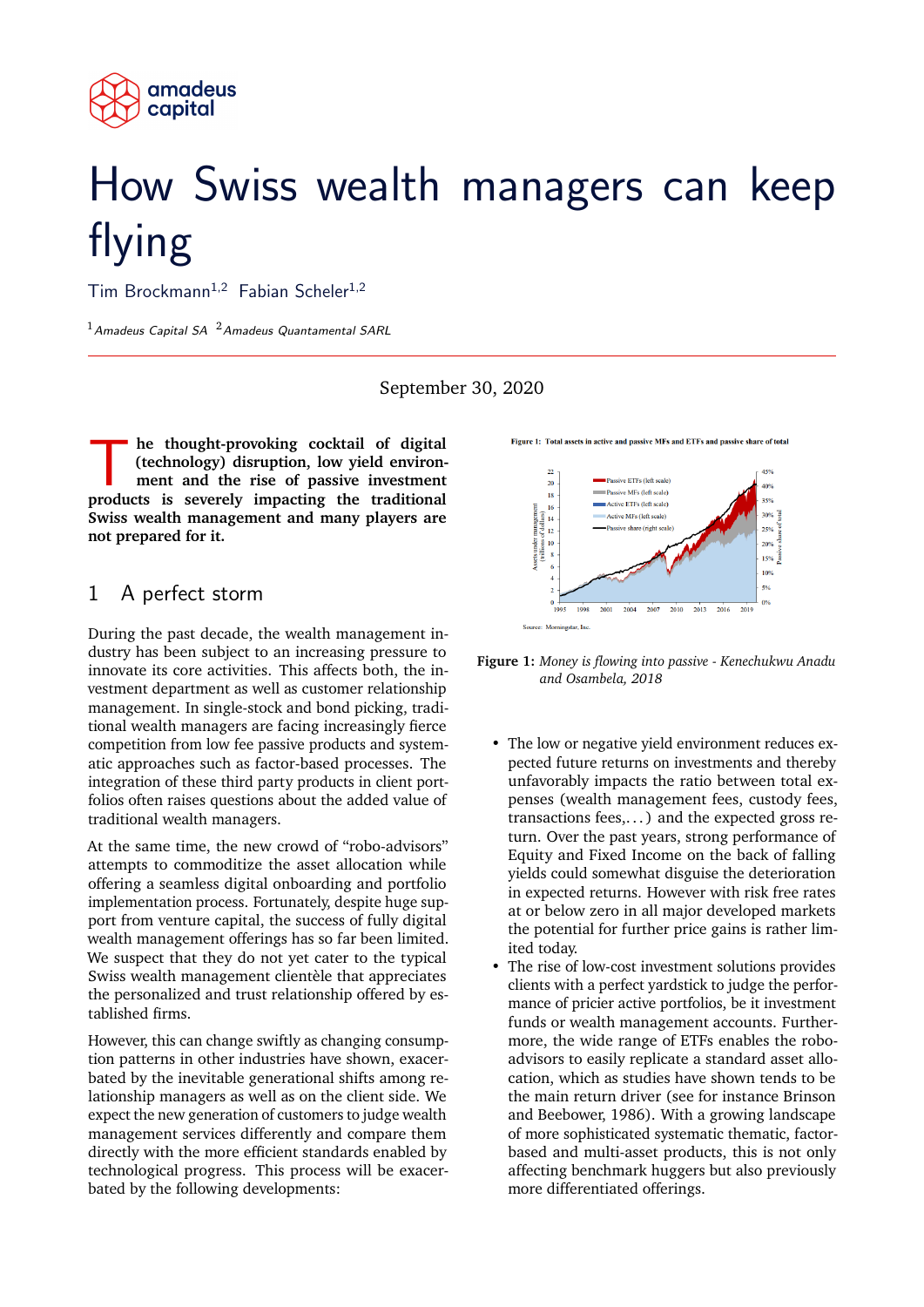# How Swiss wealth managers can keep flying

Tim Brockmann[1,2] Fabian Scheler[1,2]

[1] *Amadeus Capital SA* [2] *Amadeus Quantamental SARL*

September 30, 2020

**The thought-provoking cocktail of digital (technology) disruption, low yield environment and the rise of passive investment products is severely impacting the traditional Swiss wealth management and many players are not prepared for it.**

## 1 A perfect storm

During the past decade, the wealth management industry has been subject to an increasing pressure to innovate its core activities. This affects both, the investment department as well as customer relationship management. In single-stock and bond picking, traditional wealth managers are facing increasingly fierce competition from low fee passive products and systematic approaches such as factor-based processes. The integration of these third party products in client portfolios often raises questions about the added value of traditional wealth managers.

At the same time, the new crowd of "robo-advisors" attempts to commoditize the asset allocation while offering a seamless digital onboarding and portfolio implementation process. Fortunately, despite huge support from venture capital, the success of fully digital wealth management offerings has so far been limited. We suspect that they do not yet cater to the typical Swiss wealth management clientèle that appreciates the personalized and trust relationship offered by established firms.

However, this can change swiftly as changing consumption patterns in other industries have shown, exacerbated by the inevitable generational shifts among relationship managers as well as on the client side. We expect the new generation of customers to judge wealth management services differently and compare them directly with the more efficient standards enabled by technological progress. This process will be exacerbated by the following developments:

**Figure 1:** *Money is flowing into passive - Kenechukwu Anadu and Osambela, 2018*

- The low or negative yield environment reduces expected future returns on investments and thereby unfavorably impacts the ratio between total expenses (wealth management fees, custody fees, transactions fees,...) and the expected gross return. Over the past years, strong performance of Equity and Fixed Income on the back of falling yields could somewhat disguise the deterioration in expected returns. However with risk free rates at or below zero in all major developed markets the potential for further price gains is rather limited today.
- The rise of low-cost investment solutions provides clients with a perfect yardstick to judge the performance of pricier active portfolios, be it investment funds or wealth management accounts. Furthermore, the wide range of ETFs enables the robo-advisors to easily replicate a standard asset allocation, which as studies have shown tends to be the main return driver (see for instance Brinson and Beebower, 1986). With a growing landscape of more sophisticated systematic thematic, factor-based and multi-asset products, this is not only affecting benchmark huggers but also previously more differentiated offerings.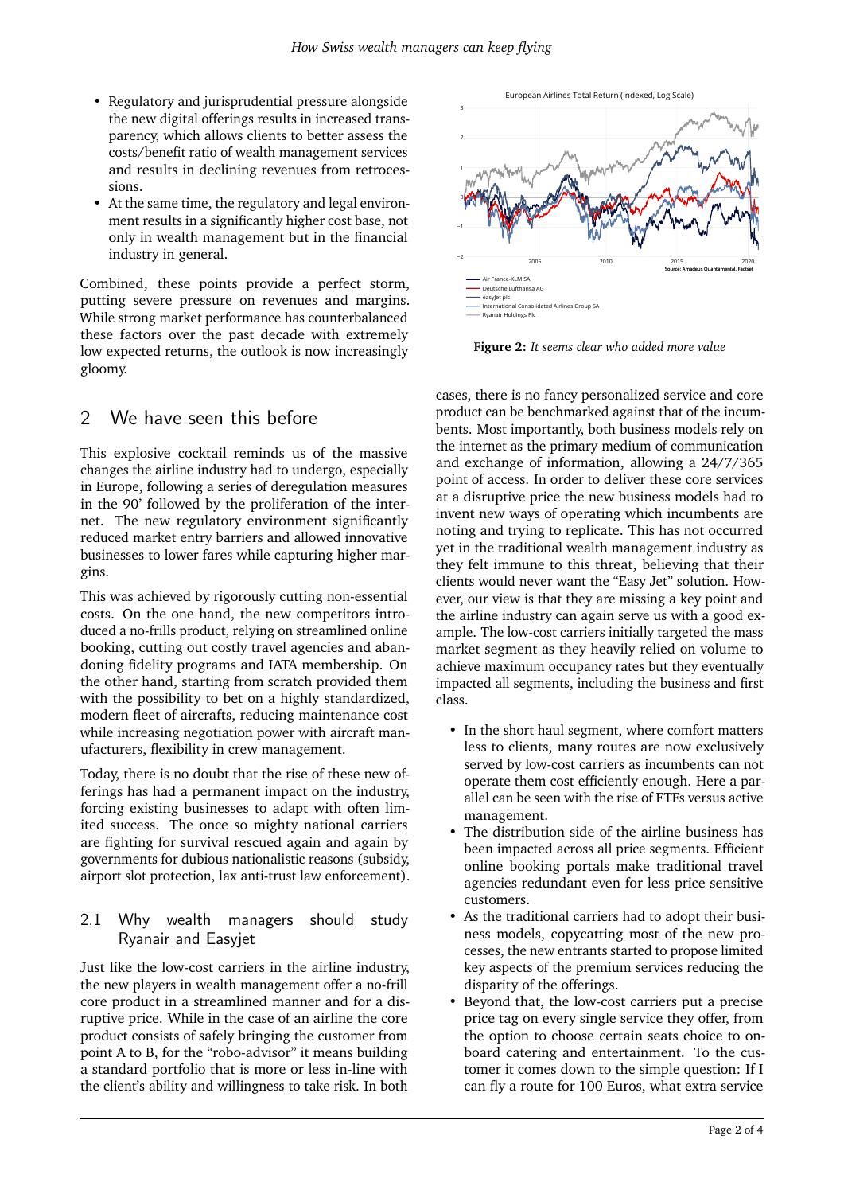- Regulatory and jurisprudential pressure alongside the new digital offerings results in increased transparency, which allows clients to better assess the costs/benefit ratio of wealth management services and results in declining revenues from retrocessions.
- At the same time, the regulatory and legal environment results in a significantly higher cost base, not only in wealth management but in the financial industry in general.

Combined, these points provide a perfect storm, putting severe pressure on revenues and margins. While strong market performance has counterbalanced these factors over the past decade with extremely low expected returns, the outlook is now increasingly gloomy.

## 2 We have seen this before

This explosive cocktail reminds us of the massive changes the airline industry had to undergo, especially in Europe, following a series of deregulation measures in the 90' followed by the proliferation of the internet. The new regulatory environment significantly reduced market entry barriers and allowed innovative businesses to lower fares while capturing higher margins.

This was achieved by rigorously cutting non-essential costs. On the one hand, the new competitors introduced a no-frills product, relying on streamlined online booking, cutting out costly travel agencies and abandoning fidelity programs and IATA membership. On the other hand, starting from scratch provided them with the possibility to bet on a highly standardized, modern fleet of aircrafts, reducing maintenance cost while increasing negotiation power with aircraft manufacturers, flexibility in crew management.

Today, there is no doubt that the rise of these new offerings has had a permanent impact on the industry, forcing existing businesses to adapt with often limited success. The once so mighty national carriers are fighting for survival rescued again and again by governments for dubious nationalistic reasons (subsidy, airport slot protection, lax anti-trust law enforcement).

### 2.1 Why wealth managers should study Ryanair and Easyjet

Just like the low-cost carriers in the airline industry, the new players in wealth management offer a no-frill core product in a streamlined manner and for a disruptive price. While in the case of an airline the core product consists of safely bringing the customer from point A to B, for the "robo-advisor" it means building a standard portfolio that is more or less in-line with the client's ability and willingness to take risk. In both cases, there is no fancy personalized service and core product can be benchmarked against that of the incumbents. Most importantly, both business models rely on the internet as the primary medium of communication and exchange of information, allowing a 24/7/365 point of access. In order to deliver these core services at a disruptive price the new business models had to invent new ways of operating which incumbents are noting and trying to replicate. This has not occurred yet in the traditional wealth management industry as they felt immune to this threat, believing that their clients would never want the "Easy Jet" solution. However, our view is that they are missing a key point and the airline industry can again serve us with a good example. The low-cost carriers initially targeted the mass market segment as they heavily relied on volume to achieve maximum occupancy rates but they eventually impacted all segments, including the business and first class.

**Figure 2:** *It seems clear who added more value*

- In the short haul segment, where comfort matters less to clients, many routes are now exclusively served by low-cost carriers as incumbents can not operate them cost efficiently enough. Here a parallel can be seen with the rise of ETFs versus active management.
- The distribution side of the airline business has been impacted across all price segments. Efficient online booking portals make traditional travel agencies redundant even for less price sensitive customers.
- As the traditional carriers had to adopt their business models, copycatting most of the new processes, the new entrants started to propose limited key aspects of the premium services reducing the disparity of the offerings.
- Beyond that, the low-cost carriers put a precise price tag on every single service they offer, from the option to choose certain seats choice to on-board catering and entertainment. To the customer it comes down to the simple question: If I can fly a route for 100 Euros, what extra service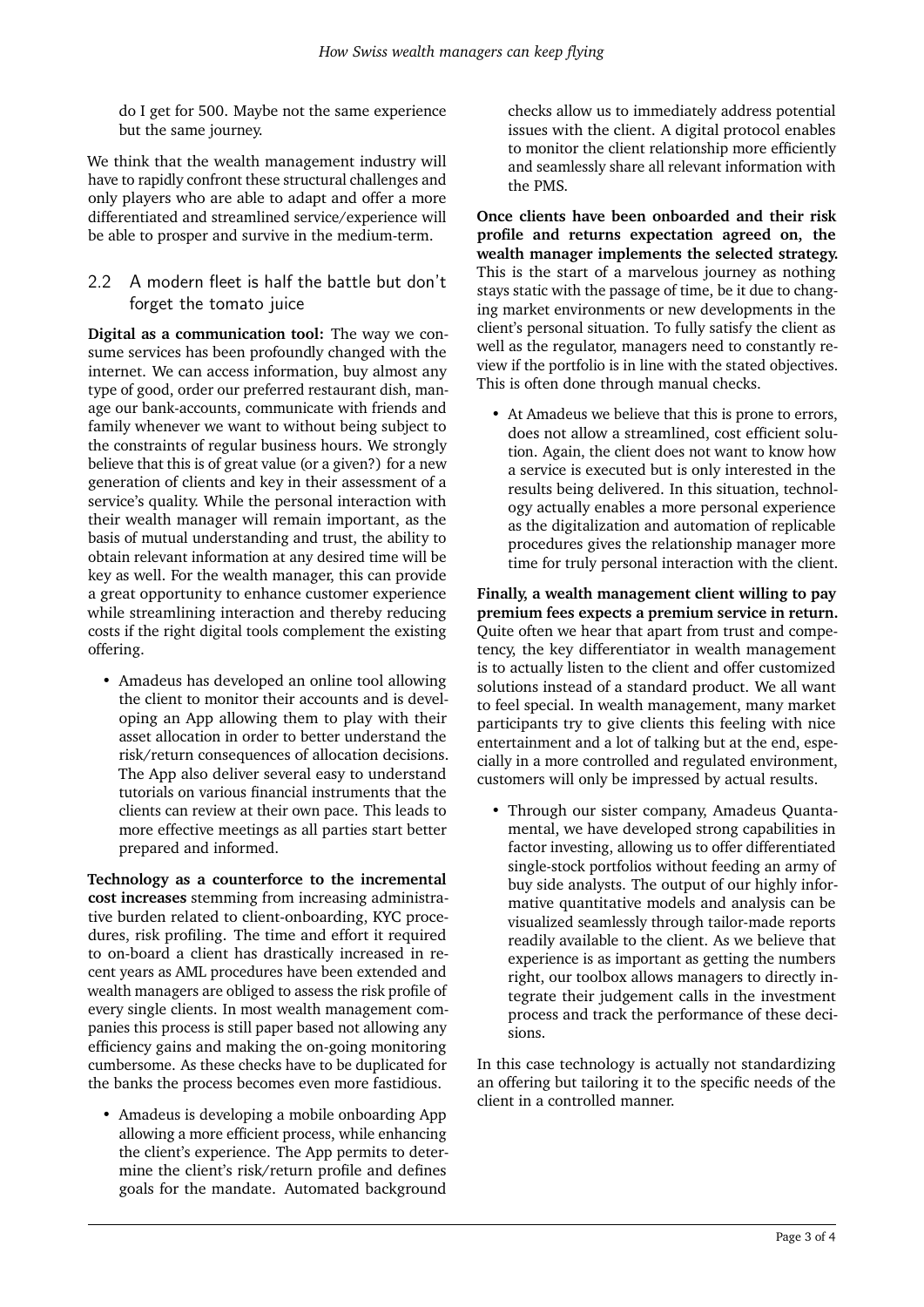do I get for 500. Maybe not the same experience but the same journey.

We think that the wealth management industry will have to rapidly confront these structural challenges and only players who are able to adapt and offer a more differentiated and streamlined service/experience will be able to prosper and survive in the medium-term.

## 2.2 A modern fleet is half the battle but don't forget the tomato juice

**Digital as a communication tool:** The way we consume services has been profoundly changed with the internet. We can access information, buy almost any type of good, order our preferred restaurant dish, manage our bank-accounts, communicate with friends and family whenever we want to without being subject to the constraints of regular business hours. We strongly believe that this is of great value (or a given?) for a new generation of clients and key in their assessment of a service's quality. While the personal interaction with their wealth manager will remain important, as the basis of mutual understanding and trust, the ability to obtain relevant information at any desired time will be key as well. For the wealth manager, this can provide a great opportunity to enhance customer experience while streamlining interaction and thereby reducing costs if the right digital tools complement the existing offering.

- Amadeus has developed an online tool allowing the client to monitor their accounts and is developing an App allowing them to play with their asset allocation in order to better understand the risk/return consequences of allocation decisions. The App also deliver several easy to understand tutorials on various financial instruments that the clients can review at their own pace. This leads to more effective meetings as all parties start better prepared and informed.

**Technology as a counterforce to the incremental cost increases** stemming from increasing administrative burden related to client-onboarding, KYC procedures, risk profiling. The time and effort it required to on-board a client has drastically increased in recent years as AML procedures have been extended and wealth managers are obliged to assess the risk profile of every single clients. In most wealth management companies this process is still paper based not allowing any efficiency gains and making the on-going monitoring cumbersome. As these checks have to be duplicated for the banks the process becomes even more fastidious.

- Amadeus is developing a mobile onboarding App allowing a more efficient process, while enhancing the client's experience. The App permits to determine the client's risk/return profile and defines goals for the mandate. Automated background checks allow us to immediately address potential issues with the client. A digital protocol enables to monitor the client relationship more efficiently and seamlessly share all relevant information with the PMS.

**Once clients have been onboarded and their risk profile and returns expectation agreed on, the wealth manager implements the selected strategy.** This is the start of a marvelous journey as nothing stays static with the passage of time, be it due to changing market environments or new developments in the client's personal situation. To fully satisfy the client as well as the regulator, managers need to constantly review if the portfolio is in line with the stated objectives. This is often done through manual checks.

- At Amadeus we believe that this is prone to errors, does not allow a streamlined, cost efficient solution. Again, the client does not want to know how a service is executed but is only interested in the results being delivered. In this situation, technology actually enables a more personal experience as the digitalization and automation of replicable procedures gives the relationship manager more time for truly personal interaction with the client.

**Finally, a wealth management client willing to pay premium fees expects a premium service in return.** Quite often we hear that apart from trust and competency, the key differentiator in wealth management is to actually listen to the client and offer customized solutions instead of a standard product. We all want to feel special. In wealth management, many market participants try to give clients this feeling with nice entertainment and a lot of talking but at the end, especially in a more controlled and regulated environment, customers will only be impressed by actual results.

- Through our sister company, Amadeus Quantamental, we have developed strong capabilities in factor investing, allowing us to offer differentiated single-stock portfolios without feeding an army of buy side analysts. The output of our highly informative quantitative models and analysis can be visualized seamlessly through tailor-made reports readily available to the client. As we believe that experience is as important as getting the numbers right, our toolbox allows managers to directly integrate their judgement calls in the investment process and track the performance of these decisions.

In this case technology is actually not standardizing an offering but tailoring it to the specific needs of the client in a controlled manner.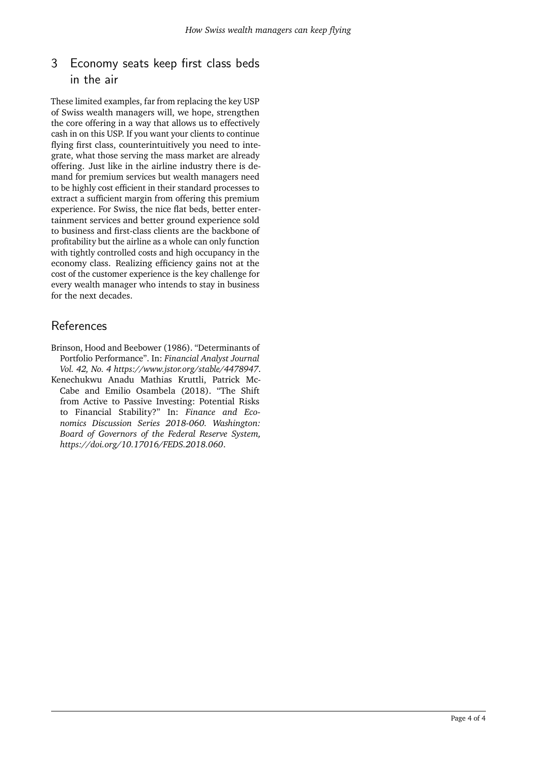## 3 Economy seats keep first class beds in the air

These limited examples, far from replacing the key USP of Swiss wealth managers will, we hope, strengthen the core offering in a way that allows us to effectively cash in on this USP. If you want your clients to continue flying first class, counterintuitively you need to integrate, what those serving the mass market are already offering. Just like in the airline industry there is demand for premium services but wealth managers need to be highly cost efficient in their standard processes to extract a sufficient margin from offering this premium experience. For Swiss, the nice flat beds, better entertainment services and better ground experience sold to business and first-class clients are the backbone of profitability but the airline as a whole can only function with tightly controlled costs and high occupancy in the economy class. Realizing efficiency gains not at the cost of the customer experience is the key challenge for every wealth manager who intends to stay in business for the next decades.

## References

Brinson, Hood and Beebower (1986). "Determinants of Portfolio Performance". In: *Financial Analyst Journal Vol. 42, No. 4 https://www.jstor.org/stable/4478947*.

Kenechukwu Anadu Mathias Kruttli, Patrick McCabe and Emilio Osambela (2018). "The Shift from Active to Passive Investing: Potential Risks to Financial Stability?" In: *Finance and Economics Discussion Series 2018-060. Washington: Board of Governors of the Federal Reserve System, https://doi.org/10.17016/FEDS.2018.060*.